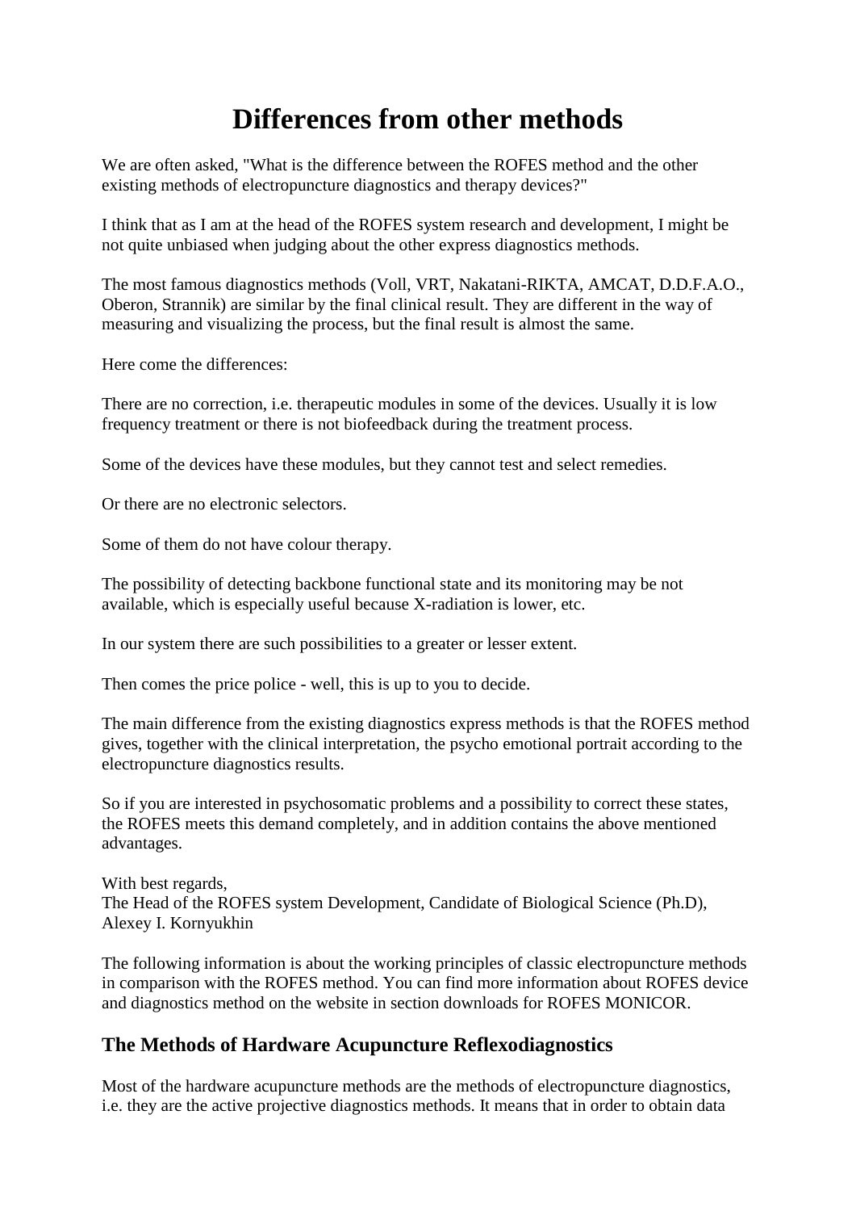# Differences from other methods

We are often asked, "What is the difference between the ROFES method and the other existing methods of electropuncture diagnostics and therapy devices?"

I think that as I am at the head of the ROFES system research and development, I might be not quite unbiased when judging about the other express diagnostics methods.

The most famous diagnostics methods (Voll, VRT, Nakatani-RIKTA, AMCAT, D.D.F.A.O., Oberon, Strannik) are similar by the final clinical result. They are different in the way of measuring and visualizing the process, but the final result is almost the same.

Here come the differences:

There are no correction, i.e. therapeutic modules in some of the devices. Usually it is low frequency treatment or there is not biofeedback during the treatment process.

Some of the devices have these modules, but they cannot test and select remedies.

Or there are no electronic selectors.

Some of them do not have colour therapy.

The possibility of detecting backbone functional state and its monitoring may be not available, which is especially useful because X-radiation is lower, etc.

In our system there are such possibilities to a greater or lesser extent.

Then comes the price police - well, this is up to you to decide.

The main difference from the existing diagnostics express methods is that the ROFES method gives, together with the clinical interpretation, the psycho emotional portrait according to the electropuncture diagnostics results.

So if you are interested in psychosomatic problems and a possibility to correct these states, the ROFES meets this demand completely, and in addition contains the above mentioned advantages.

With best regards,
The Head of the ROFES system Development, Candidate of Biological Science (Ph.D), Alexey I. Kornyukhin

The following information is about the working principles of classic electropuncture methods in comparison with the ROFES method. You can find more information about ROFES device and diagnostics method on the website in section downloads for ROFES MONICOR.

## The Methods of Hardware Acupuncture Reflexodiagnostics

Most of the hardware acupuncture methods are the methods of electropuncture diagnostics, i.e. they are the active projective diagnostics methods. It means that in order to obtain data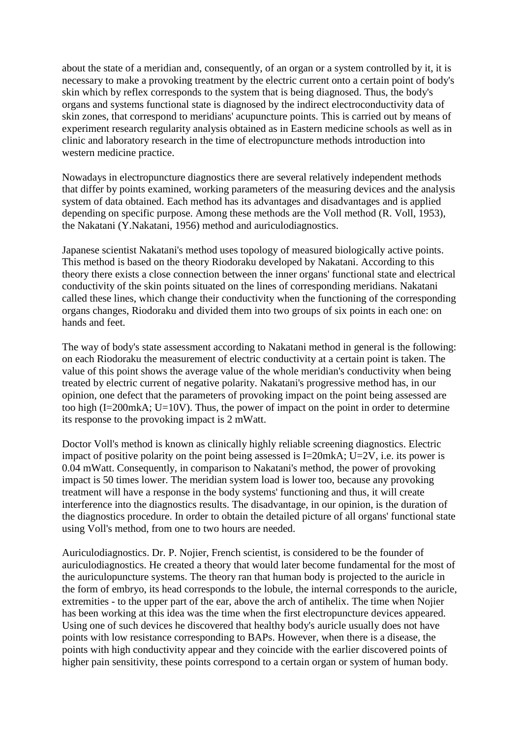about the state of a meridian and, consequently, of an organ or a system controlled by it, it is necessary to make a provoking treatment by the electric current onto a certain point of body's skin which by reflex corresponds to the system that is being diagnosed. Thus, the body's organs and systems functional state is diagnosed by the indirect electroconductivity data of skin zones, that correspond to meridians' acupuncture points. This is carried out by means of experiment research regularity analysis obtained as in Eastern medicine schools as well as in clinic and laboratory research in the time of electropuncture methods introduction into western medicine practice.

Nowadays in electropuncture diagnostics there are several relatively independent methods that differ by points examined, working parameters of the measuring devices and the analysis system of data obtained. Each method has its advantages and disadvantages and is applied depending on specific purpose. Among these methods are the Voll method (R. Voll, 1953), the Nakatani (Y.Nakatani, 1956) method and auriculodiagnostics.

Japanese scientist Nakatani's method uses topology of measured biologically active points. This method is based on the theory Riodoraku developed by Nakatani. According to this theory there exists a close connection between the inner organs' functional state and electrical conductivity of the skin points situated on the lines of corresponding meridians. Nakatani called these lines, which change their conductivity when the functioning of the corresponding organs changes, Riodoraku and divided them into two groups of six points in each one: on hands and feet.

The way of body's state assessment according to Nakatani method in general is the following: on each Riodoraku the measurement of electric conductivity at a certain point is taken. The value of this point shows the average value of the whole meridian's conductivity when being treated by electric current of negative polarity. Nakatani's progressive method has, in our opinion, one defect that the parameters of provoking impact on the point being assessed are too high (I=200mkA; U=10V). Thus, the power of impact on the point in order to determine its response to the provoking impact is 2 mWatt.

Doctor Voll's method is known as clinically highly reliable screening diagnostics. Electric impact of positive polarity on the point being assessed is I=20mkA; U=2V, i.e. its power is 0.04 mWatt. Consequently, in comparison to Nakatani's method, the power of provoking impact is 50 times lower. The meridian system load is lower too, because any provoking treatment will have a response in the body systems' functioning and thus, it will create interference into the diagnostics results. The disadvantage, in our opinion, is the duration of the diagnostics procedure. In order to obtain the detailed picture of all organs' functional state using Voll's method, from one to two hours are needed.

Auriculodiagnostics. Dr. P. Nojier, French scientist, is considered to be the founder of auriculodiagnostics. He created a theory that would later become fundamental for the most of the auriculopuncture systems. The theory ran that human body is projected to the auricle in the form of embryo, its head corresponds to the lobule, the internal corresponds to the auricle, extremities - to the upper part of the ear, above the arch of antihelix. The time when Nojier has been working at this idea was the time when the first electropuncture devices appeared. Using one of such devices he discovered that healthy body's auricle usually does not have points with low resistance corresponding to BAPs. However, when there is a disease, the points with high conductivity appear and they coincide with the earlier discovered points of higher pain sensitivity, these points correspond to a certain organ or system of human body.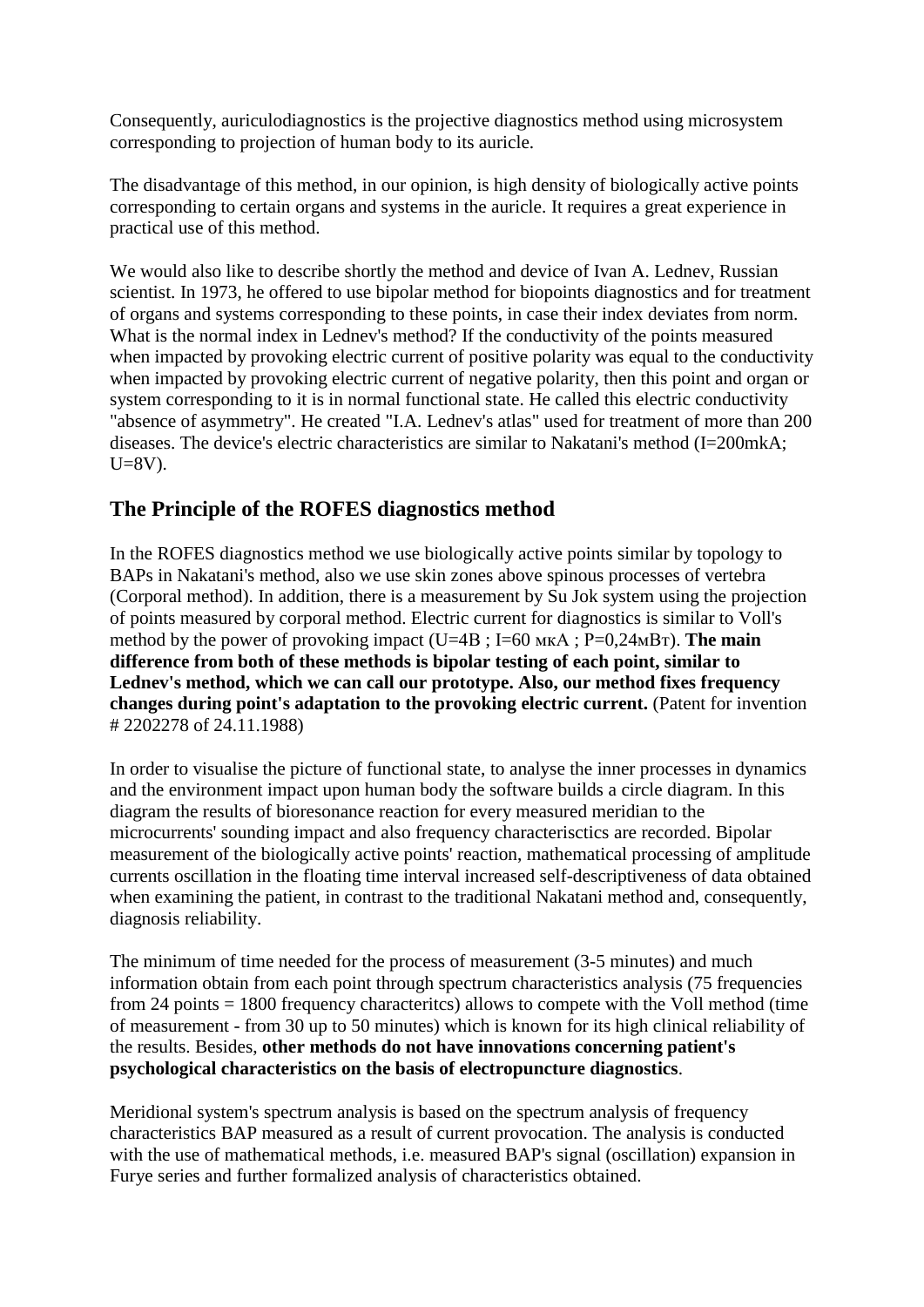Consequently, auriculodiagnostics is the projective diagnostics method using microsystem corresponding to projection of human body to its auricle.

The disadvantage of this method, in our opinion, is high density of biologically active points corresponding to certain organs and systems in the auricle. It requires a great experience in practical use of this method.

We would also like to describe shortly the method and device of Ivan A. Lednev, Russian scientist. In 1973, he offered to use bipolar method for biopoints diagnostics and for treatment of organs and systems corresponding to these points, in case their index deviates from norm. What is the normal index in Lednev's method? If the conductivity of the points measured when impacted by provoking electric current of positive polarity was equal to the conductivity when impacted by provoking electric current of negative polarity, then this point and organ or system corresponding to it is in normal functional state. He called this electric conductivity "absence of asymmetry". He created "I.A. Lednev's atlas" used for treatment of more than 200 diseases. The device's electric characteristics are similar to Nakatani's method (I=200mkA; U=8V).

## The Principle of the ROFES diagnostics method

In the ROFES diagnostics method we use biologically active points similar by topology to BAPs in Nakatani's method, also we use skin zones above spinous processes of vertebra (Corporal method). In addition, there is a measurement by Su Jok system using the projection of points measured by corporal method. Electric current for diagnostics is similar to Voll's method by the power of provoking impact (U=4В ; I=60 мкА ; P=0,24мВт). **The main difference from both of these methods is bipolar testing of each point, similar to Lednev's method, which we can call our prototype. Also, our method fixes frequency changes during point's adaptation to the provoking electric current.** (Patent for invention # 2202278 of 24.11.1988)

In order to visualise the picture of functional state, to analyse the inner processes in dynamics and the environment impact upon human body the software builds a circle diagram. In this diagram the results of bioresonance reaction for every measured meridian to the microcurrents' sounding impact and also frequency charactersctics are recorded. Bipolar measurement of the biologically active points' reaction, mathematical processing of amplitude currents oscillation in the floating time interval increased self-descriptiveness of data obtained when examining the patient, in contrast to the traditional Nakatani method and, consequently, diagnosis reliability.

The minimum of time needed for the process of measurement (3-5 minutes) and much information obtain from each point through spectrum characteristics analysis (75 frequencies from 24 points = 1800 frequency characteritcs) allows to compete with the Voll method (time of measurement - from 30 up to 50 minutes) which is known for its high clinical reliability of the results. Besides, **other methods do not have innovations concerning patient's psychological characteristics on the basis of electropuncture diagnostics**.

Meridional system's spectrum analysis is based on the spectrum analysis of frequency characteristics BAP measured as a result of current provocation. The analysis is conducted with the use of mathematical methods, i.e. measured BAP's signal (oscillation) expansion in Furye series and further formalized analysis of characteristics obtained.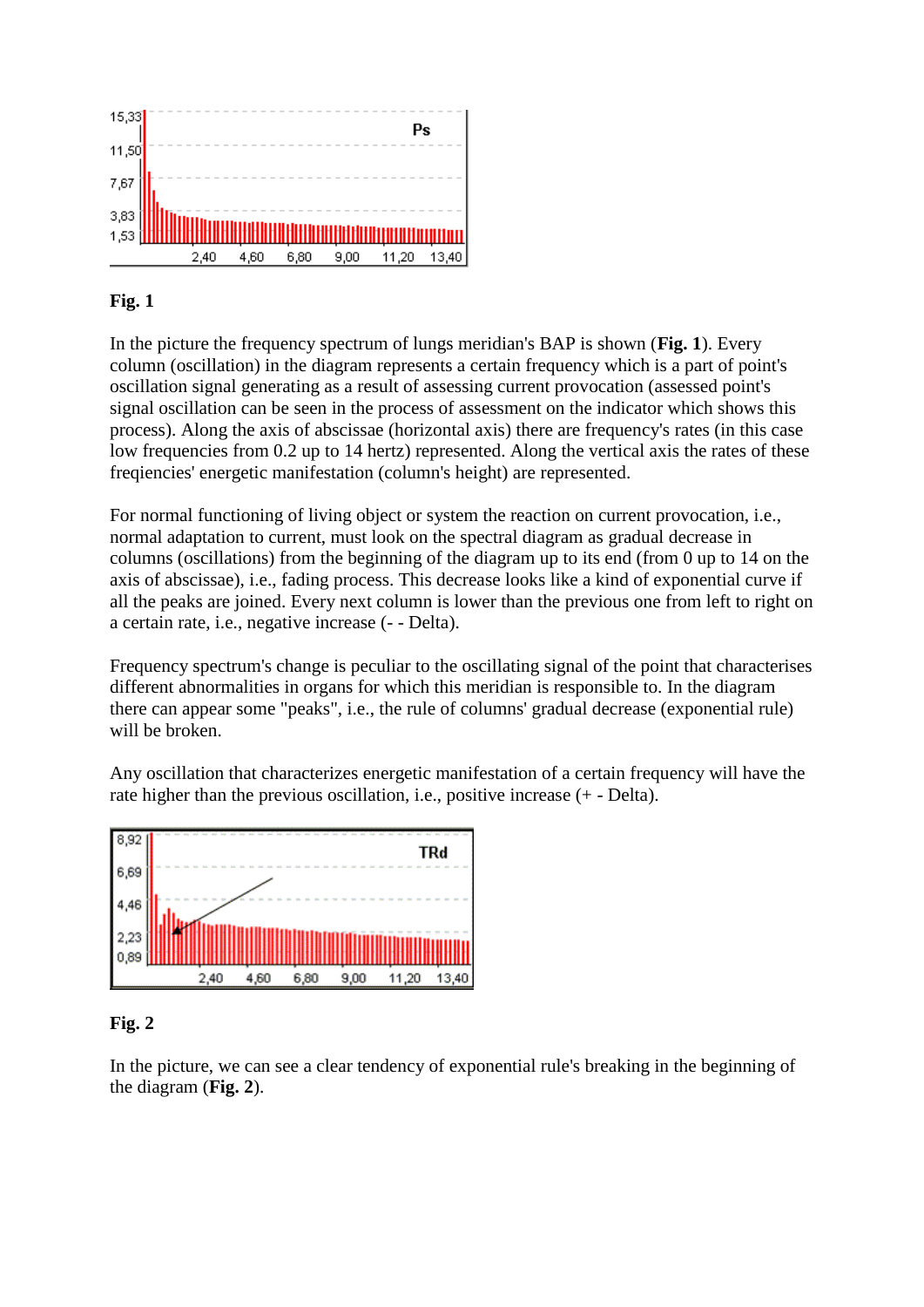15,33
11,50
7,67
3,83
1,53

Ps

2,40 4,60 6,80 9,00 11,20 13,40

**Fig. 1**

In the picture the frequency spectrum of lungs meridian's BAP is shown (**Fig. 1**). Every column (oscillation) in the diagram represents a certain frequency which is a part of point's oscillation signal generating as a result of assessing current provocation (assessed point's signal oscillation can be seen in the process of assessment on the indicator which shows this process). Along the axis of abscissae (horizontal axis) there are frequency's rates (in this case low frequencies from 0.2 up to 14 hertz) represented. Along the vertical axis the rates of these freqiencies' energetic manifestation (column's height) are represented.

For normal functioning of living object or system the reaction on current provocation, i.e., normal adaptation to current, must look on the spectral diagram as gradual decrease in columns (oscillations) from the beginning of the diagram up to its end (from 0 up to 14 on the axis of abscissae), i.e., fading process. This decrease looks like a kind of exponential curve if all the peaks are joined. Every next column is lower than the previous one from left to right on a certain rate, i.e., negative increase (- - Delta).

Frequency spectrum's change is peculiar to the oscillating signal of the point that characterises different abnormalities in organs for which this meridian is responsible to. In the diagram there can appear some "peaks", i.e., the rule of columns' gradual decrease (exponential rule) will be broken.

Any oscillation that characterizes energetic manifestation of a certain frequency will have the rate higher than the previous oscillation, i.e., positive increase (+ - Delta).

8,92
6,69
4,46
2,23
0,89

TRd

2,40 4,60 6,80 9,00 11,20 13,40

**Fig. 2**

In the picture, we can see a clear tendency of exponential rule's breaking in the beginning of the diagram (**Fig. 2**).